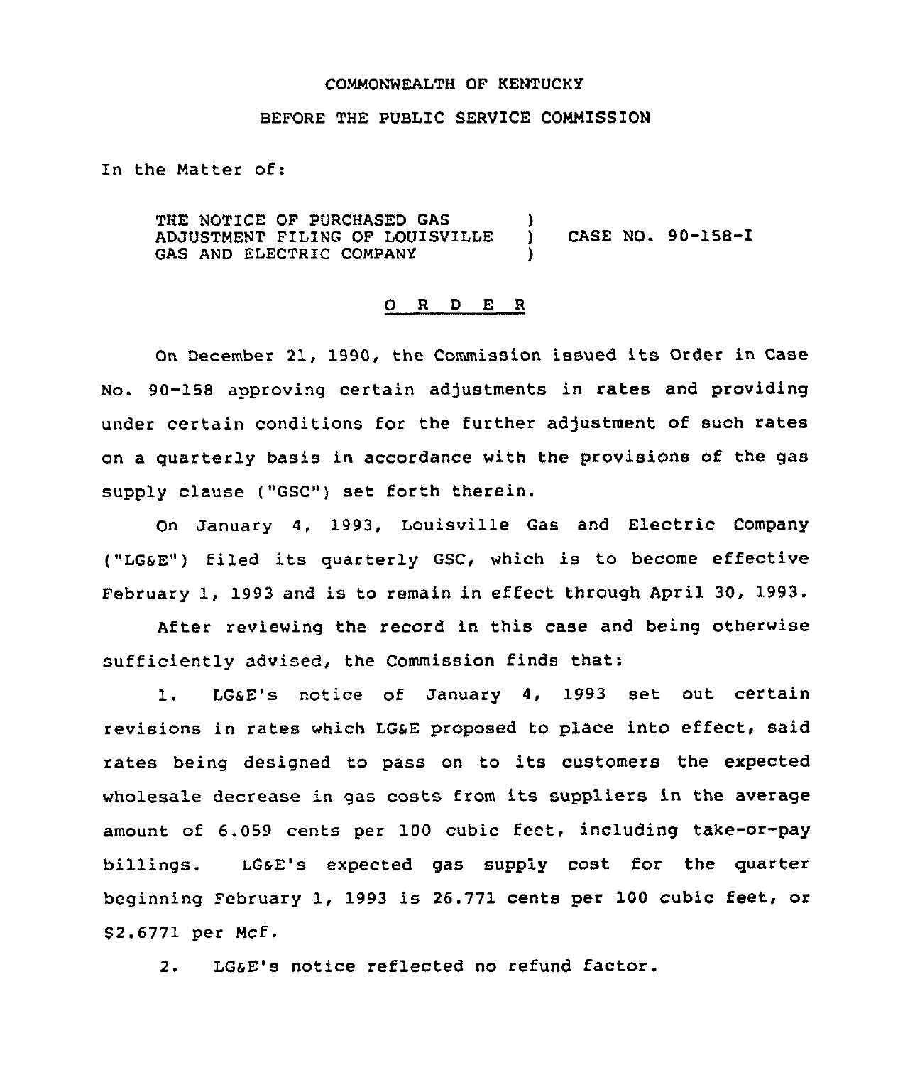COMMONWEALTH OF KENTUCKY

BEFORE THE PUBLIC SERVICE COMMISSION

In the Matter of:

THE NOTICE OF PURCHASED GAS ADJUSTMENT FILING OF LOUISVILLE GAS AND ELECTRIC COMPANY ) CASE NO. 90-158-I

## O R D E R

On December 21, 1990, the Commission issued its Order in Case No. 90-158 approving certain adjustments in rates and providing under certain conditions for the further adjustment of such rates on a quarterly basis in accordance with the provisions of the gas supply clause ("GSC") set forth therein.

On January 4, 1993, Louisville Gas and Electric Company ("LG&E") filed its quarterly GSC, which is to become effective February 1, 1993 and is to remain in effect through April 30, 1993.

After reviewing the record in this case and being otherwise sufficiently advised, the Commission finds that:

1. LG&E's notice of January 4, 1993 set out certain revisions in rates which LG&E proposed to place into effect, said rates being designed to pass on to its customers the expected wholesale decrease in gas costs from its suppliers in the average amount of 6.059 cents per 100 cubic feet, including take-or-pay billings. LG&E's expected gas supply cost for the quarter beginning February 1, 1993 is 26.771 cents per 100 cubic feet, or $2.6771 per Mcf.

2. LG&E's notice reflected no refund factor.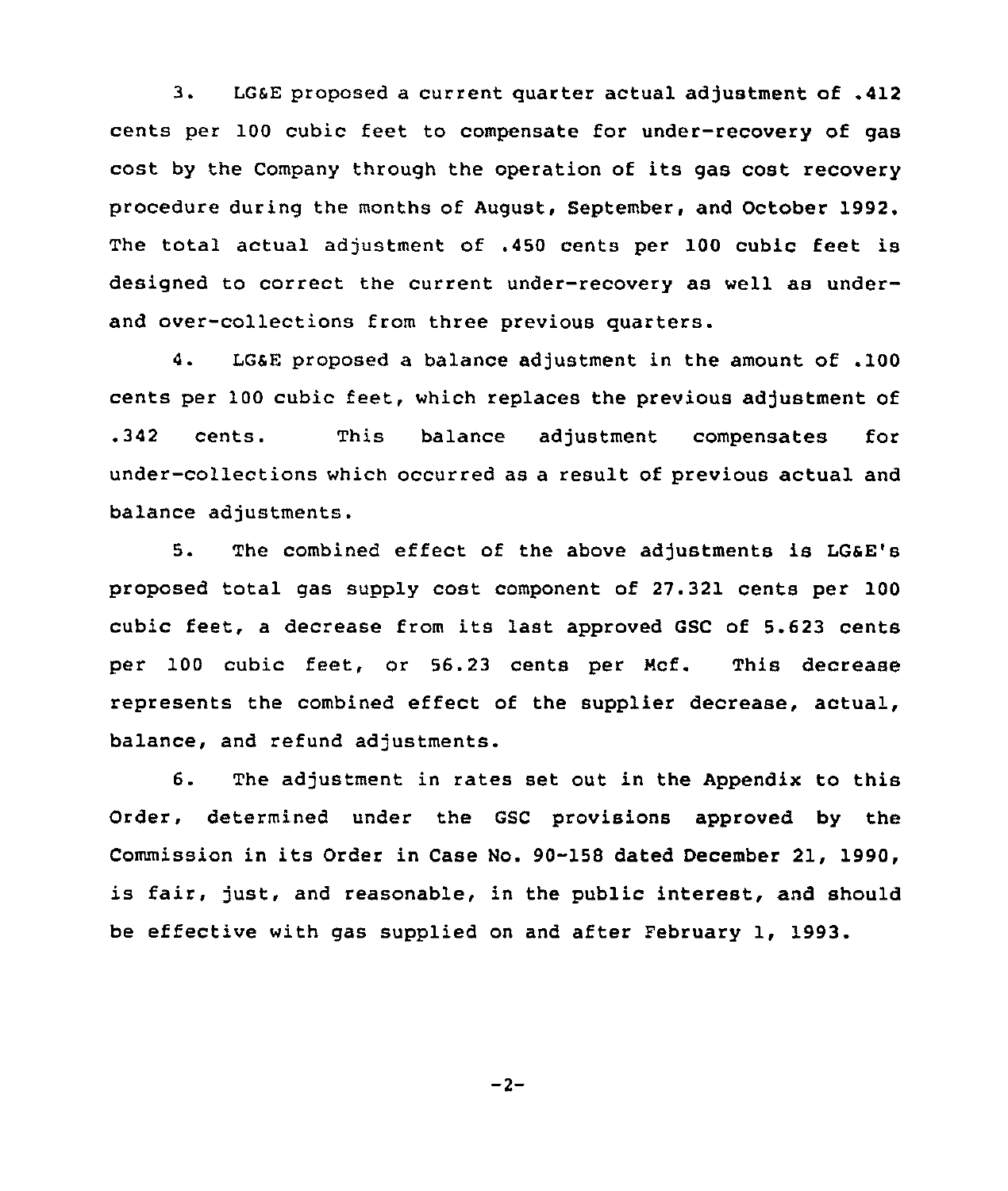3. LG&E proposed a current quarter actual adjustment of .412 cents per 100 cubic feet to compensate for under-recovery of gas cost by the Company through the operation of its gas cost recovery procedure during the months of August, September, and October 1992. The total actual adjustment of .450 cents per 100 cubic feet is designed to correct the current under-recovery as well as under- and over-collections from three previous quarters.

4. LG&E proposed a balance adjustment in the amount of .100 cents per 100 cubic feet, which replaces the previous adjustment of .342 cents. This balance adjustment compensates for under-collections which occurred as a result of previous actual and balance adjustments.

5. The combined effect of the above adjustments is LG&E's proposed total gas supply cost component of 27.321 cents per 100 cubic feet, a decrease from its last approved GSC of 5.623 cents per 100 cubic feet, or 56.23 cents per Mcf. This decrease represents the combined effect of the supplier decrease, actual, balance, and refund adjustments.

6. The adjustment in rates set out in the Appendix to this Order, determined under the GSC provisions approved by the Commission in its Order in Case No. 90-158 dated December 21, 1990, is fair, just, and reasonable, in the public interest, and should be effective with gas supplied on and after February 1, 1993.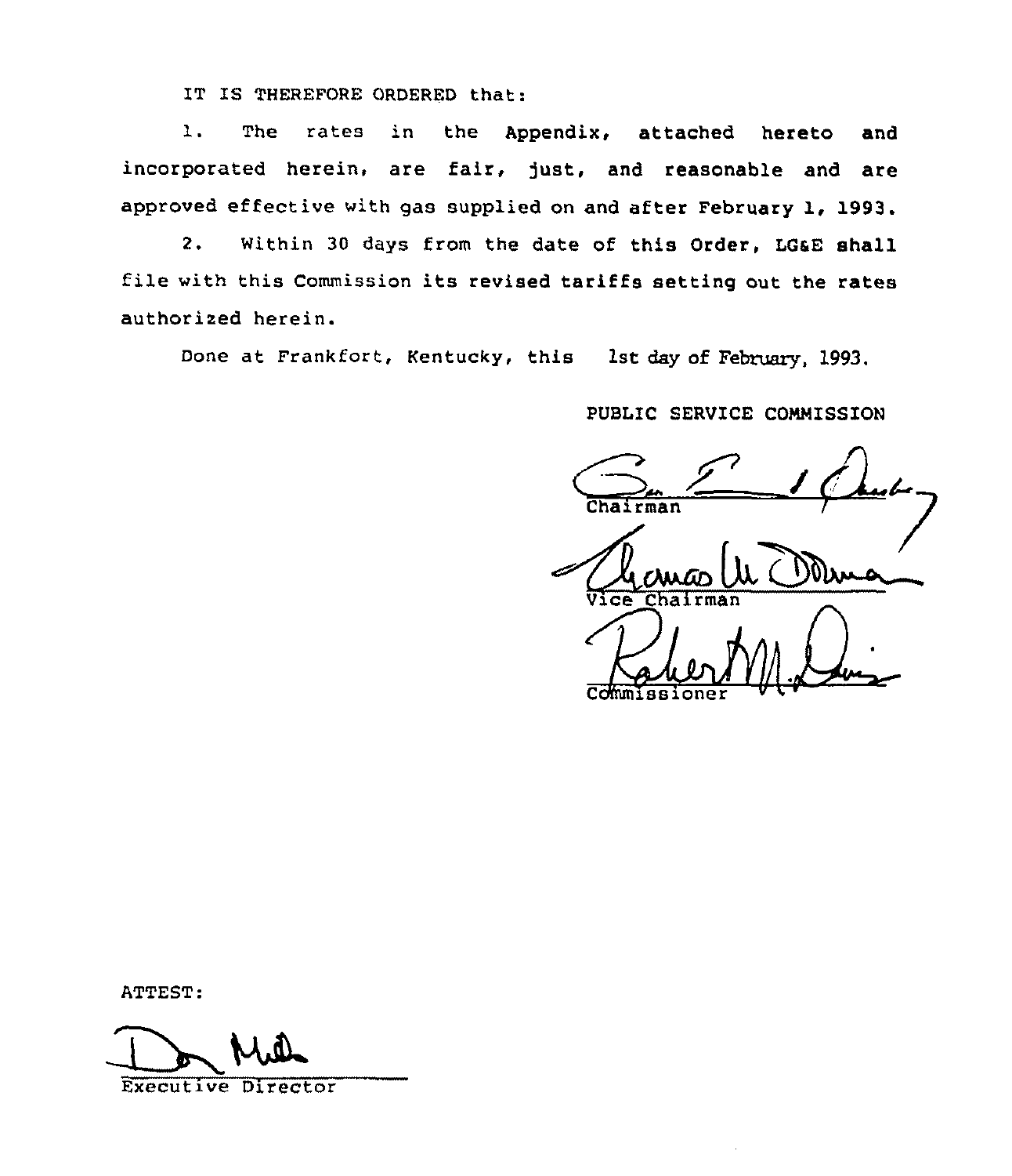IT IS THEREFORE ORDERED that:

1. The rates in the Appendix, attached hereto and incorporated herein, are fair, just, and reasonable and are approved effective with gas supplied on and after February 1, 1993.

2. Within 30 days from the date of this Order, LG&E shall file with this Commission its revised tariffs setting out the rates authorized herein.

Done at Frankfort, Kentucky, this 1st day of February, 1993.

PUBLIC SERVICE COMMISSION

Chairman

Vice Chairman

Commissioner

ATTEST:

Executive Director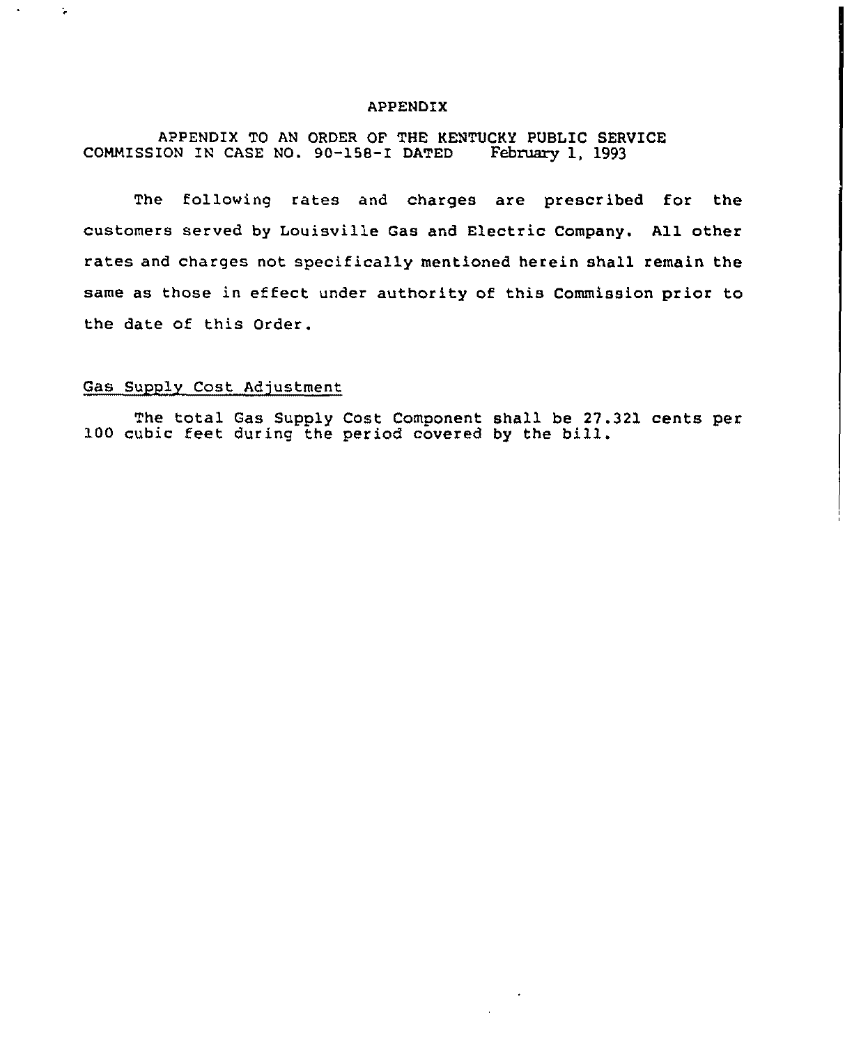# APPENDIX

APPENDIX TO AN ORDER OF THE KENTUCKY PUBLIC SERVICE COMMISSION IN CASE NO. 90-158-I DATED February 1, 1993

The following rates and charges are prescribed for the customers served by Louisville Gas and Electric Company. All other rates and charges not specifically mentioned herein shall remain the same as those in effect under authority of this Commission prior to the date of this Order.

## Gas Supply Cost Adjustment

The total Gas Supply Cost Component shall be 27.321 cents per 100 cubic feet during the period covered by the bill.